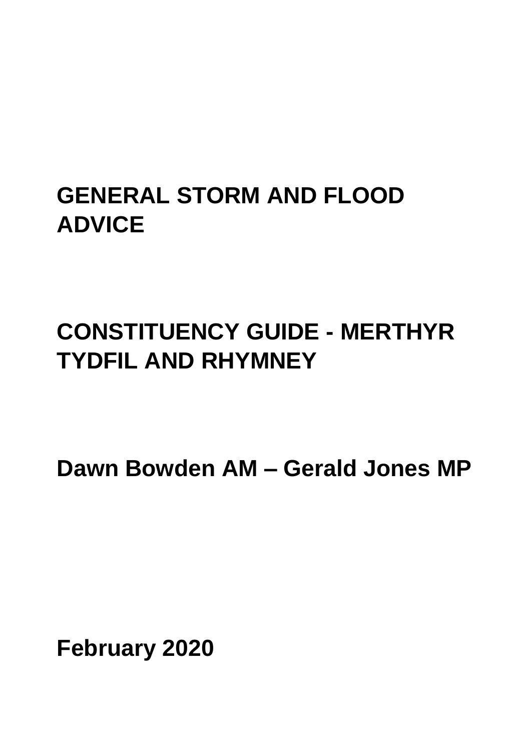# GENERAL STORM AND FLOOD ADVICE

# CONSTITUENCY GUIDE - MERTHYR TYDFIL AND RHYMNEY

**Dawn Bowden AM – Gerald Jones MP**

**February 2020**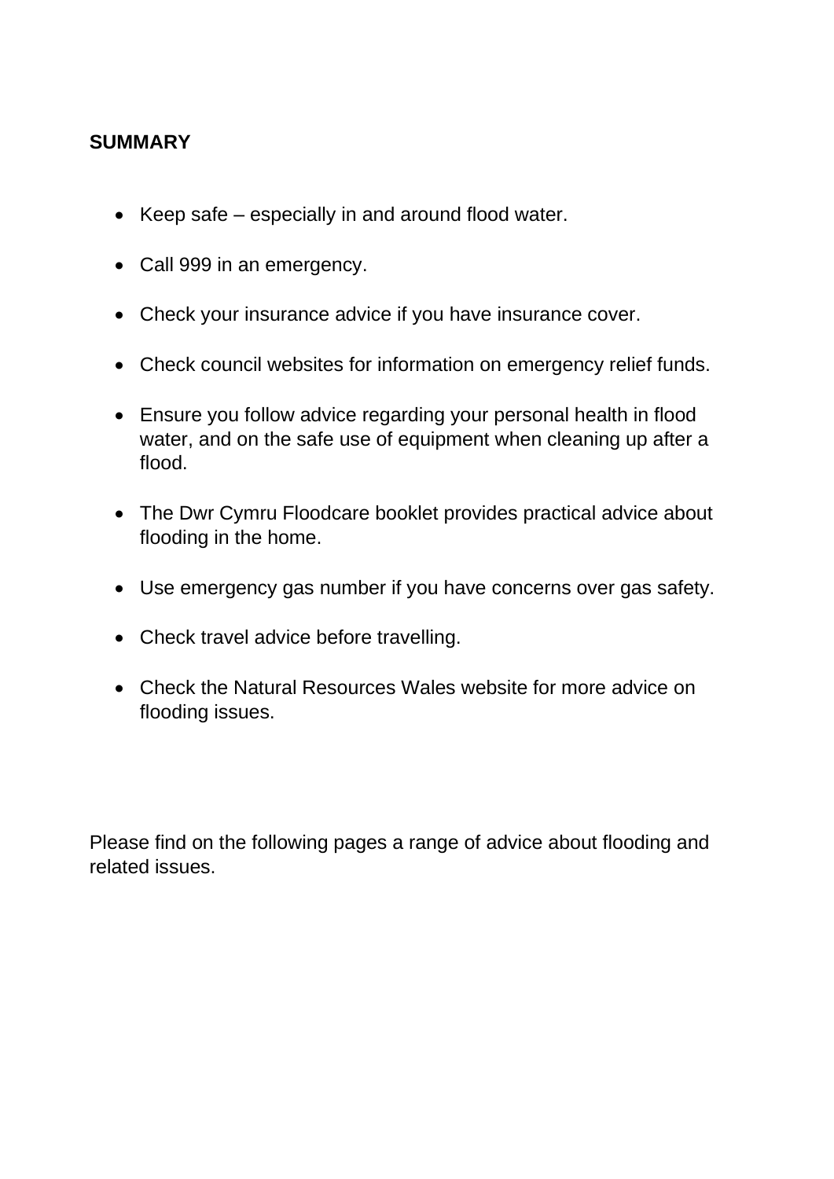**SUMMARY**

- Keep safe – especially in and around flood water.
- Call 999 in an emergency.
- Check your insurance advice if you have insurance cover.
- Check council websites for information on emergency relief funds.
- Ensure you follow advice regarding your personal health in flood water, and on the safe use of equipment when cleaning up after a flood.
- The Dwr Cymru Floodcare booklet provides practical advice about flooding in the home.
- Use emergency gas number if you have concerns over gas safety.
- Check travel advice before travelling.
- Check the Natural Resources Wales website for more advice on flooding issues.

Please find on the following pages a range of advice about flooding and related issues.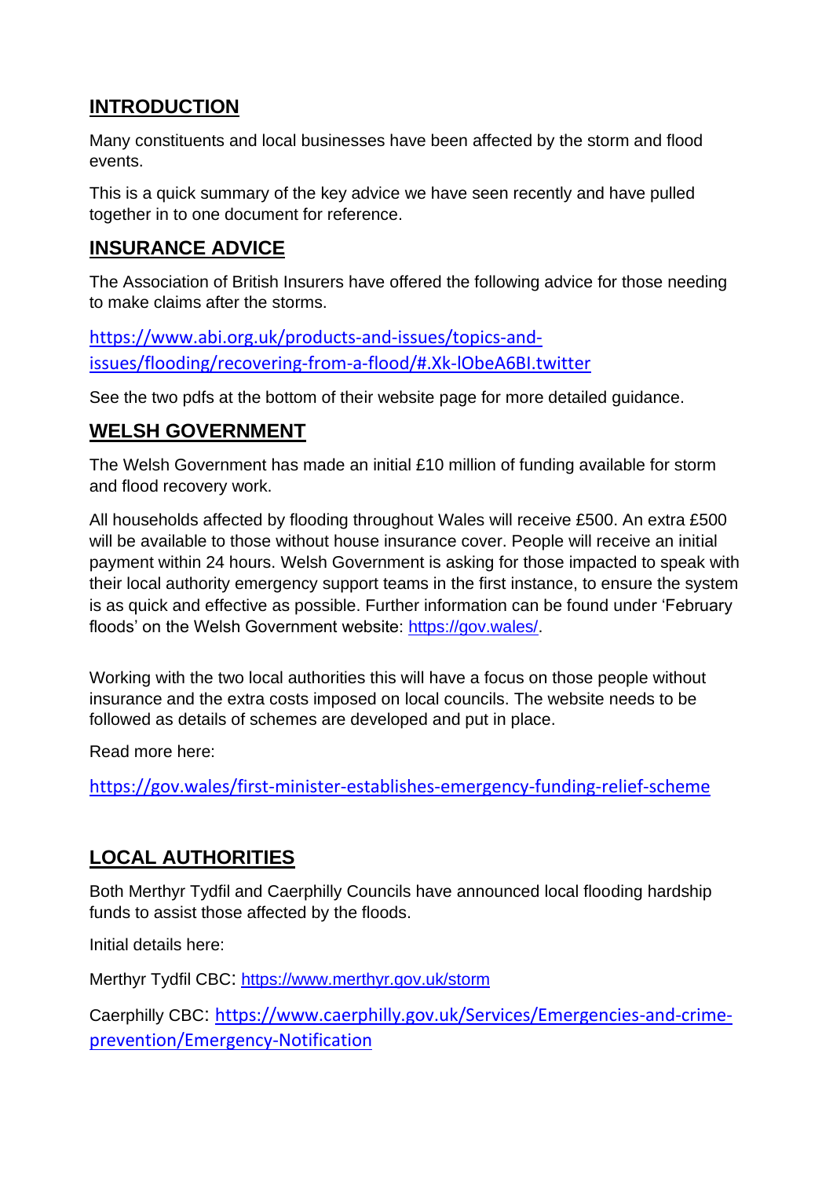## INTRODUCTION

Many constituents and local businesses have been affected by the storm and flood events.

This is a quick summary of the key advice we have seen recently and have pulled together in to one document for reference.

## INSURANCE ADVICE

The Association of British Insurers have offered the following advice for those needing to make claims after the storms.

https://www.abi.org.uk/products-and-issues/topics-and-issues/flooding/recovering-from-a-flood/#.Xk-lObeA6BI.twitter

See the two pdfs at the bottom of their website page for more detailed guidance.

## WELSH GOVERNMENT

The Welsh Government has made an initial £10 million of funding available for storm and flood recovery work.

All households affected by flooding throughout Wales will receive £500. An extra £500 will be available to those without house insurance cover. People will receive an initial payment within 24 hours. Welsh Government is asking for those impacted to speak with their local authority emergency support teams in the first instance, to ensure the system is as quick and effective as possible. Further information can be found under 'February floods' on the Welsh Government website: https://gov.wales/.

Working with the two local authorities this will have a focus on those people without insurance and the extra costs imposed on local councils. The website needs to be followed as details of schemes are developed and put in place.

Read more here:

https://gov.wales/first-minister-establishes-emergency-funding-relief-scheme

## LOCAL AUTHORITIES

Both Merthyr Tydfil and Caerphilly Councils have announced local flooding hardship funds to assist those affected by the floods.

Initial details here:

Merthyr Tydfil CBC: https://www.merthyr.gov.uk/storm

Caerphilly CBC: https://www.caerphilly.gov.uk/Services/Emergencies-and-crime-prevention/Emergency-Notification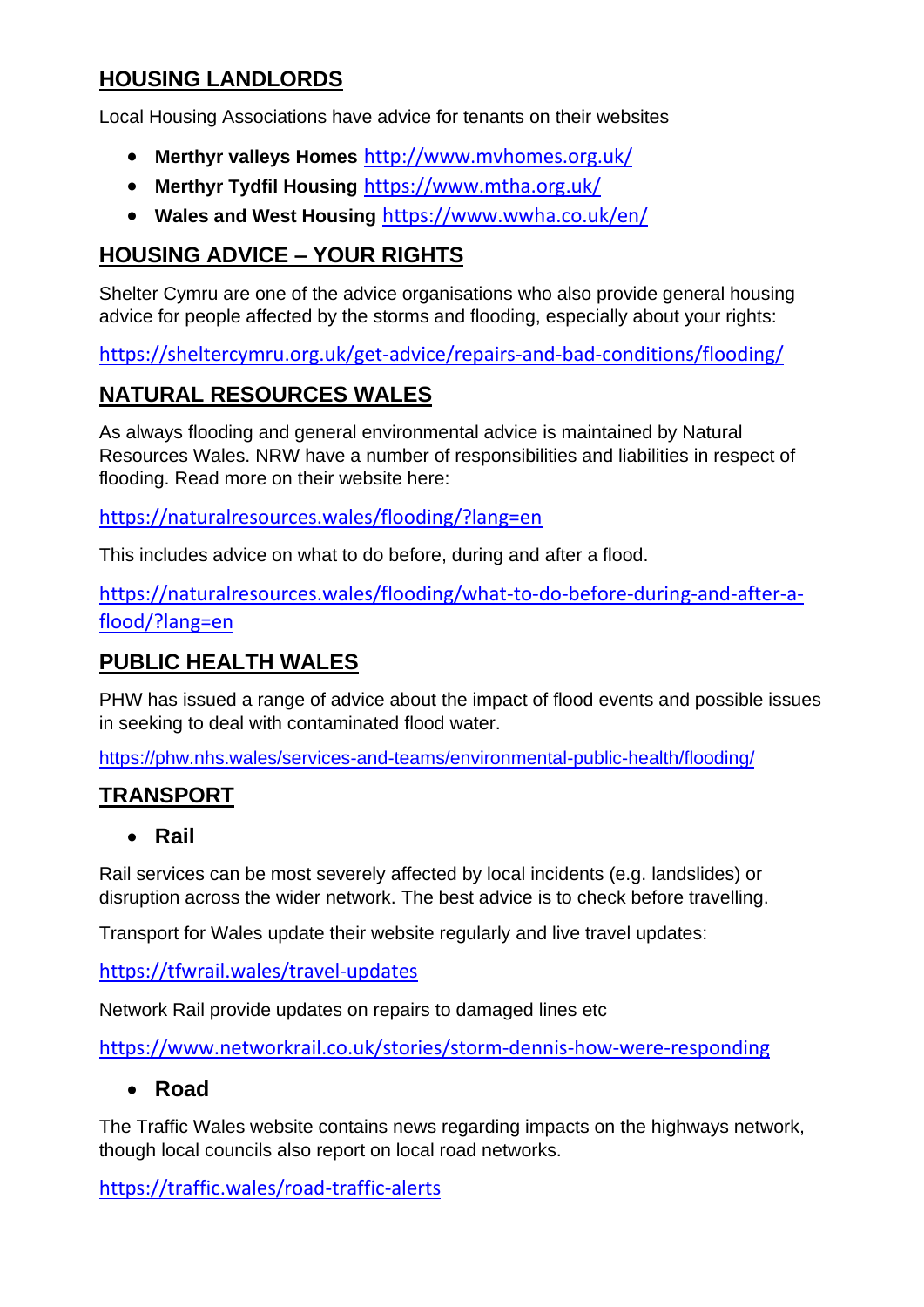## HOUSING LANDLORDS

Local Housing Associations have advice for tenants on their websites

- **Merthyr valleys Homes** http://www.mvhomes.org.uk/
- **Merthyr Tydfil Housing** https://www.mtha.org.uk/
- **Wales and West Housing** https://www.wwha.co.uk/en/

## HOUSING ADVICE – YOUR RIGHTS

Shelter Cymru are one of the advice organisations who also provide general housing advice for people affected by the storms and flooding, especially about your rights:

https://sheltercymru.org.uk/get-advice/repairs-and-bad-conditions/flooding/

## NATURAL RESOURCES WALES

As always flooding and general environmental advice is maintained by Natural Resources Wales. NRW have a number of responsibilities and liabilities in respect of flooding. Read more on their website here:

https://naturalresources.wales/flooding/?lang=en

This includes advice on what to do before, during and after a flood.

https://naturalresources.wales/flooding/what-to-do-before-during-and-after-a-flood/?lang=en

## PUBLIC HEALTH WALES

PHW has issued a range of advice about the impact of flood events and possible issues in seeking to deal with contaminated flood water.

https://phw.nhs.wales/services-and-teams/environmental-public-health/flooding/

## TRANSPORT

- **Rail**

Rail services can be most severely affected by local incidents (e.g. landslides) or disruption across the wider network. The best advice is to check before travelling.

Transport for Wales update their website regularly and live travel updates:

https://tfwrail.wales/travel-updates

Network Rail provide updates on repairs to damaged lines etc

https://www.networkrail.co.uk/stories/storm-dennis-how-were-responding

- **Road**

The Traffic Wales website contains news regarding impacts on the highways network, though local councils also report on local road networks.

https://traffic.wales/road-traffic-alerts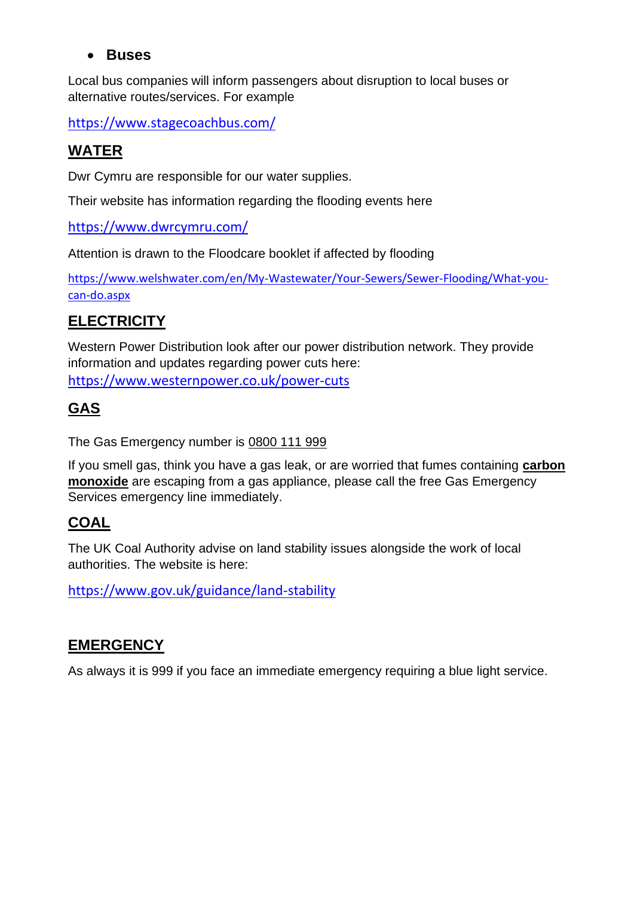- **Buses**

Local bus companies will inform passengers about disruption to local buses or alternative routes/services. For example

https://www.stagecoachbus.com/

## WATER

Dwr Cymru are responsible for our water supplies.

Their website has information regarding the flooding events here

https://www.dwrcymru.com/

Attention is drawn to the Floodcare booklet if affected by flooding

https://www.welshwater.com/en/My-Wastewater/Your-Sewers/Sewer-Flooding/What-you-can-do.aspx

## ELECTRICITY

Western Power Distribution look after our power distribution network. They provide information and updates regarding power cuts here:
https://www.westernpower.co.uk/power-cuts

## GAS

The Gas Emergency number is 0800 111 999

If you smell gas, think you have a gas leak, or are worried that fumes containing **carbon monoxide** are escaping from a gas appliance, please call the free Gas Emergency Services emergency line immediately.

## COAL

The UK Coal Authority advise on land stability issues alongside the work of local authorities. The website is here:

https://www.gov.uk/guidance/land-stability

## EMERGENCY

As always it is 999 if you face an immediate emergency requiring a blue light service.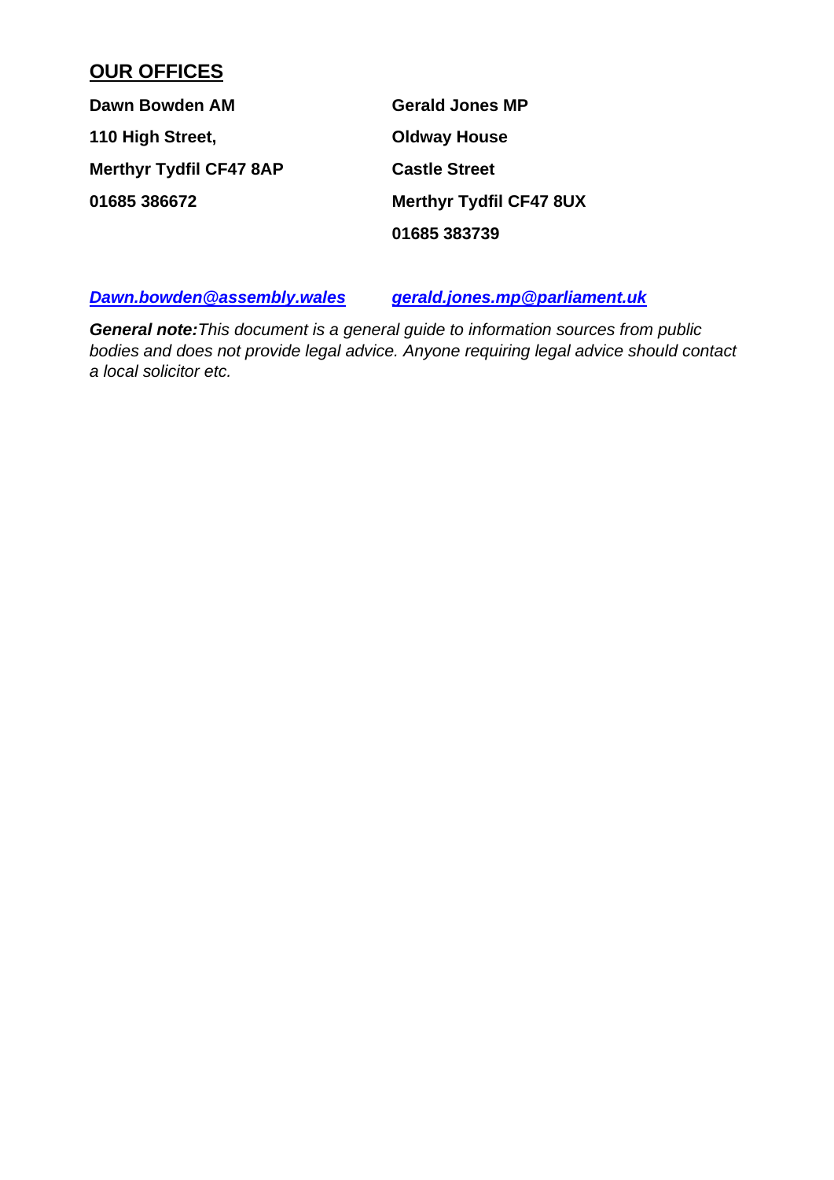## OUR OFFICES

**Dawn Bowden AM**

**110 High Street,**

**Merthyr Tydfil CF47 8AP**

**01685 386672**

**Gerald Jones MP**

**Oldway House**

**Castle Street**

**Merthyr Tydfil CF47 8UX**

**01685 383739**

***Dawn.bowden@assembly.wales***

***gerald.jones.mp@parliament.uk***

***General note:****This document is a general guide to information sources from public bodies and does not provide legal advice. Anyone requiring legal advice should contact a local solicitor etc.*